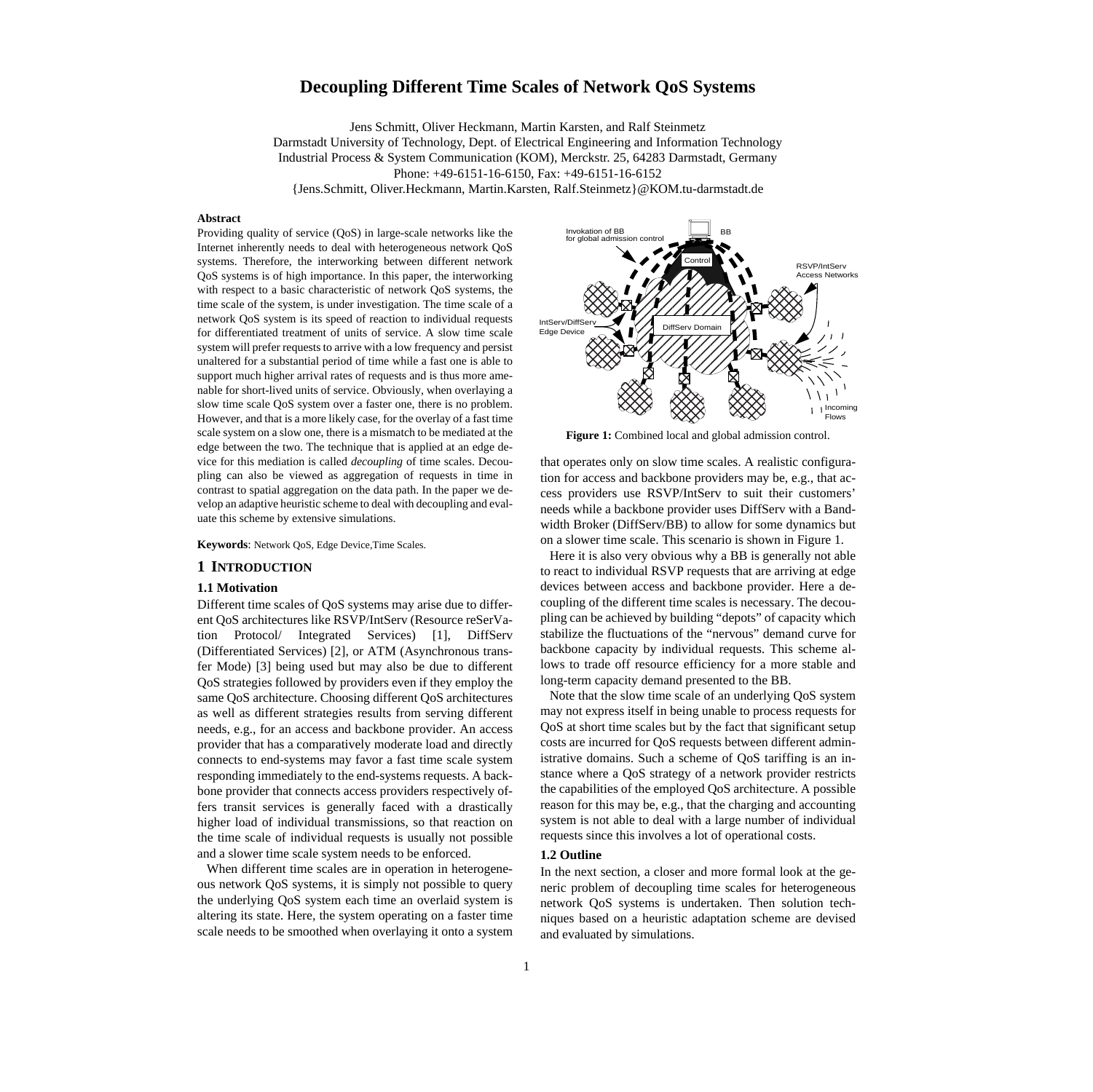# Decoupling Different Time Scales of Network QoS Systems

Jens Schmitt, Oliver Heckmann, Martin Karsten, and Ralf Steinmetz
Darmstadt University of Technology, Dept. of Electrical Engineering and Information Technology
Industrial Process & System Communication (KOM), Merckstr. 25, 64283 Darmstadt, Germany
Phone: +49-6151-16-6150, Fax: +49-6151-16-6152
{Jens.Schmitt, Oliver.Heckmann, Martin.Karsten, Ralf.Steinmetz}@KOM.tu-darmstadt.de

**Abstract**

Providing quality of service (QoS) in large-scale networks like the Internet inherently needs to deal with heterogeneous network QoS systems. Therefore, the interworking between different network QoS systems is of high importance. In this paper, the interworking with respect to a basic characteristic of network QoS systems, the time scale of the system, is under investigation. The time scale of a network QoS system is its speed of reaction to individual requests for differentiated treatment of units of service. A slow time scale system will prefer requests to arrive with a low frequency and persist unaltered for a substantial period of time while a fast one is able to support much higher arrival rates of requests and is thus more amenable for short-lived units of service. Obviously, when overlaying a slow time scale QoS system over a faster one, there is no problem. However, and that is a more likely case, for the overlay of a fast time scale system on a slow one, there is a mismatch to be mediated at the edge between the two. The technique that is applied at an edge device for this mediation is called *decoupling* of time scales. Decoupling can also be viewed as aggregation of requests in time in contrast to spatial aggregation on the data path. In the paper we develop an adaptive heuristic scheme to deal with decoupling and evaluate this scheme by extensive simulations.

**Keywords**: Network QoS, Edge Device,Time Scales.

## 1 Introduction

### 1.1 Motivation

Different time scales of QoS systems may arise due to different QoS architectures like RSVP/IntServ (Resource reSerVation Protocol/ Integrated Services) [1], DiffServ (Differentiated Services) [2], or ATM (Asynchronous transfer Mode) [3] being used but may also be due to different QoS strategies followed by providers even if they employ the same QoS architecture. Choosing different QoS architectures as well as different strategies results from serving different needs, e.g., for an access and backbone provider. An access provider that has a comparatively moderate load and directly connects to end-systems may favor a fast time scale system responding immediately to the end-systems requests. A backbone provider that connects access providers respectively offers transit services is generally faced with a drastically higher load of individual transmissions, so that reaction on the time scale of individual requests is usually not possible and a slower time scale system needs to be enforced.

When different time scales are in operation in heterogeneous network QoS systems, it is simply not possible to query the underlying QoS system each time an overlaid system is altering its state. Here, the system operating on a faster time scale needs to be smoothed when overlaying it onto a system that operates only on slow time scales. A realistic configuration for access and backbone providers may be, e.g., that access providers use RSVP/IntServ to suit their customers' needs while a backbone provider uses DiffServ with a Bandwidth Broker (DiffServ/BB) to allow for some dynamics but on a slower time scale. This scenario is shown in Figure 1.

**Figure 1:** Combined local and global admission control.

Here it is also very obvious why a BB is generally not able to react to individual RSVP requests that are arriving at edge devices between access and backbone provider. Here a decoupling of the different time scales is necessary. The decoupling can be achieved by building "depots" of capacity which stabilize the fluctuations of the "nervous" demand curve for backbone capacity by individual requests. This scheme allows to trade off resource efficiency for a more stable and long-term capacity demand presented to the BB.

Note that the slow time scale of an underlying QoS system may not express itself in being unable to process requests for QoS at short time scales but by the fact that significant setup costs are incurred for QoS requests between different administrative domains. Such a scheme of QoS tariffing is an instance where a QoS strategy of a network provider restricts the capabilities of the employed QoS architecture. A possible reason for this may be, e.g., that the charging and accounting system is not able to deal with a large number of individual requests since this involves a lot of operational costs.

### 1.2 Outline

In the next section, a closer and more formal look at the generic problem of decoupling time scales for heterogeneous network QoS systems is undertaken. Then solution techniques based on a heuristic adaptation scheme are devised and evaluated by simulations.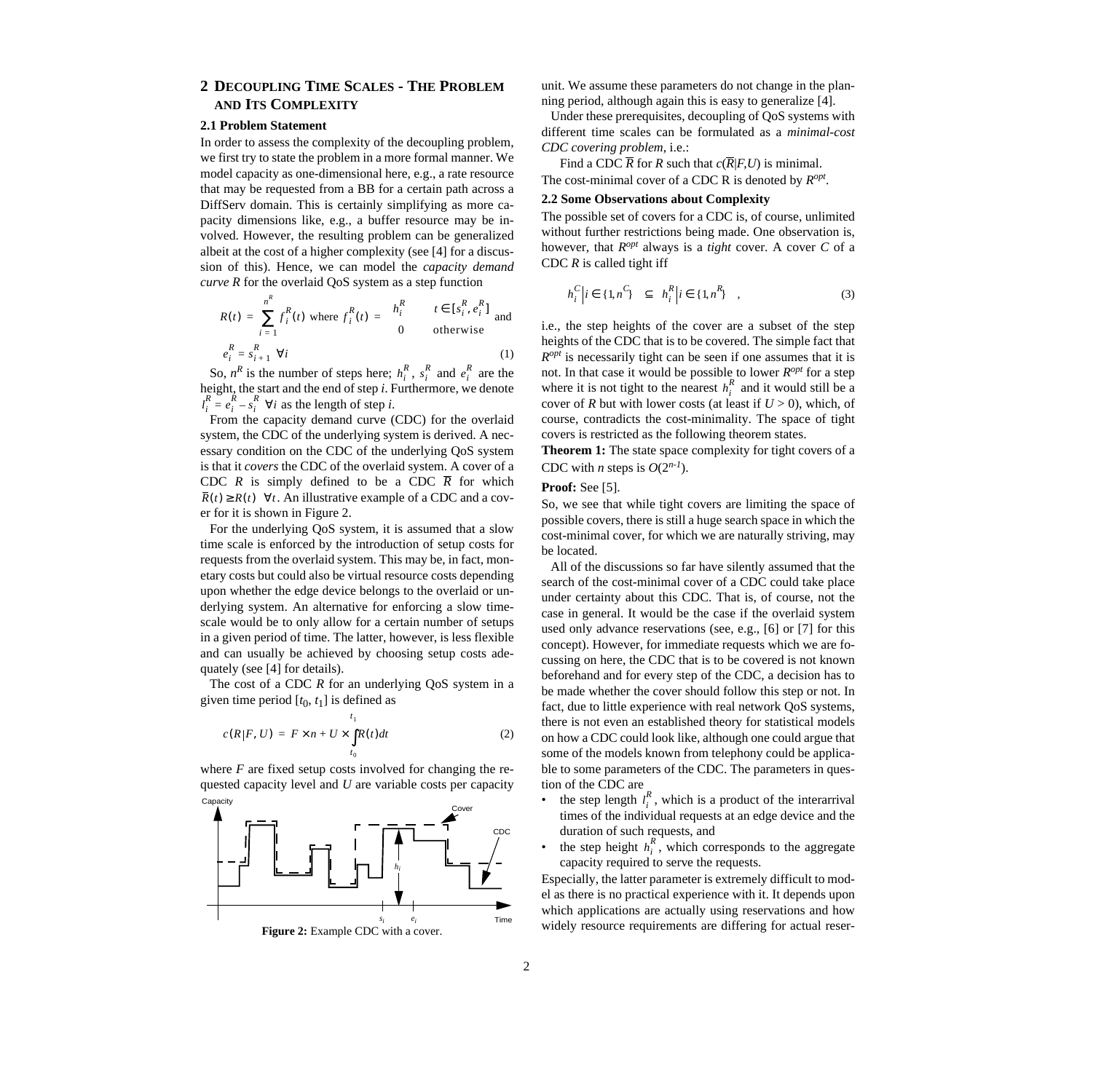## 2 Decoupling Time Scales - The Problem and Its Complexity

### 2.1 Problem Statement

In order to assess the complexity of the decoupling problem, we first try to state the problem in a more formal manner. We model capacity as one-dimensional here, e.g., a rate resource that may be requested from a BB for a certain path across a DiffServ domain. This is certainly simplifying as more capacity dimensions like, e.g., a buffer resource may be involved. However, the resulting problem can be generalized albeit at the cost of a higher complexity (see [4] for a discussion of this). Hence, we can model the *capacity demand curve R* for the overlaid QoS system as a step function

$$R(t) = \sum_{i=1}^{n^R} f_i^R(t) \text{ where } f_i^R(t) = \begin{cases} h_i^R & t \in [s_i^R, e_i^R] \\ 0 & \text{otherwise} \end{cases} \text{ and}$$

$$e_i^R = s_{i+1}^R \ \ \forall i \tag{1}$$

So, $n^R$ is the number of steps here; $h_i^R$, $s_i^R$ and $e_i^R$ are the height, the start and the end of step $i$. Furthermore, we denote $l_i^R = e_i^R - s_i^R \ \forall i$ as the length of step $i$.

From the capacity demand curve (CDC) for the overlaid system, the CDC of the underlying system is derived. A necessary condition on the CDC of the underlying QoS system is that it *covers* the CDC of the overlaid system. A cover of a CDC $R$ is simply defined to be a CDC $\bar{R}$ for which $\bar{R}(t) \geq R(t) \ \ \forall t$. An illustrative example of a CDC and a cover for it is shown in Figure 2.

For the underlying QoS system, it is assumed that a slow time scale is enforced by the introduction of setup costs for requests from the overlaid system. This may be, in fact, monetary costs but could also be virtual resource costs depending upon whether the edge device belongs to the overlaid or underlying system. An alternative for enforcing a slow timescale would be to only allow for a certain number of setups in a given period of time. The latter, however, is less flexible and can usually be achieved by choosing setup costs adequately (see [4] for details).

The cost of a CDC $R$ for an underlying QoS system in a given time period $[t_0, t_1]$ is defined as

$$c(R|F, U) = F \times n + U \times \int_{t_0}^{t_1} R(t)dt \tag{2}$$

where $F$ are fixed setup costs involved for changing the requested capacity level and $U$ are variable costs per capacity unit. We assume these parameters do not change in the planning period, although again this is easy to generalize [4].

**Figure 2:** Example CDC with a cover.

Under these prerequisites, decoupling of QoS systems with different time scales can be formulated as a *minimal-cost CDC covering problem*, i.e.:

Find a CDC $\bar{R}$ for $R$ such that $c(\bar{R}|F,U)$ is minimal.

The cost-minimal cover of a CDC R is denoted by $R^{opt}$.

### 2.2 Some Observations about Complexity

The possible set of covers for a CDC is, of course, unlimited without further restrictions being made. One observation is, however, that $R^{opt}$ always is a *tight* cover. A cover $C$ of a CDC $R$ is called tight iff

$$\{h_i^C | i \in \{1, n^C\}\} \subseteq \{h_i^R | i \in \{1, n^R\}\} \ \ , \tag{3}$$

i.e., the step heights of the cover are a subset of the step heights of the CDC that is to be covered. The simple fact that $R^{opt}$ is necessarily tight can be seen if one assumes that it is not. In that case it would be possible to lower $R^{opt}$ for a step where it is not tight to the nearest $h_i^R$ and it would still be a cover of $R$ but with lower costs (at least if $U > 0$), which, of course, contradicts the cost-minimality. The space of tight covers is restricted as the following theorem states.

**Theorem 1:** The state space complexity for tight covers of a CDC with $n$ steps is $O(2^{n-1})$.

**Proof:** See [5].

So, we see that while tight covers are limiting the space of possible covers, there is still a huge search space in which the cost-minimal cover, for which we are naturally striving, may be located.

All of the discussions so far have silently assumed that the search of the cost-minimal cover of a CDC could take place under certainty about this CDC. That is, of course, not the case in general. It would be the case if the overlaid system used only advance reservations (see, e.g., [6] or [7] for this concept). However, for immediate requests which we are focussing on here, the CDC that is to be covered is not known beforehand and for every step of the CDC, a decision has to be made whether the cover should follow this step or not. In fact, due to little experience with real network QoS systems, there is not even an established theory for statistical models on how a CDC could look like, although one could argue that some of the models known from telephony could be applicable to some parameters of the CDC. The parameters in question of the CDC are

- the step length $l_i^R$, which is a product of the interarrival times of the individual requests at an edge device and the duration of such requests, and
- the step height $h_i^R$, which corresponds to the aggregate capacity required to serve the requests.

Especially, the latter parameter is extremely difficult to model as there is no practical experience with it. It depends upon which applications are actually using reservations and how widely resource requirements are differing for actual reser-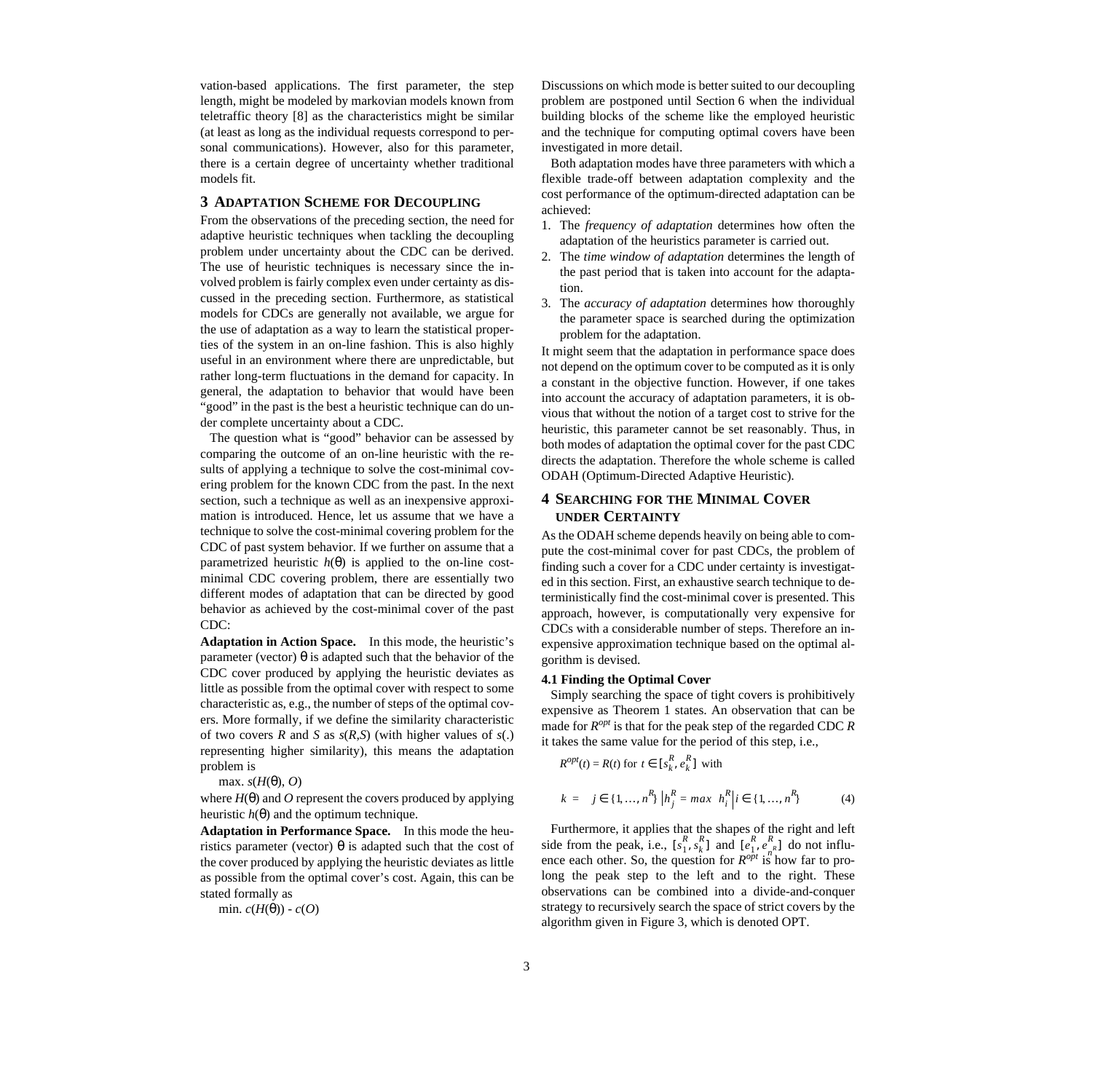vation-based applications. The first parameter, the step length, might be modeled by markovian models known from teletraffic theory [8] as the characteristics might be similar (at least as long as the individual requests correspond to personal communications). However, also for this parameter, there is a certain degree of uncertainty whether traditional models fit.

## 3 Adaptation Scheme for Decoupling

From the observations of the preceding section, the need for adaptive heuristic techniques when tackling the decoupling problem under uncertainty about the CDC can be derived. The use of heuristic techniques is necessary since the involved problem is fairly complex even under certainty as discussed in the preceding section. Furthermore, as statistical models for CDCs are generally not available, we argue for the use of adaptation as a way to learn the statistical properties of the system in an on-line fashion. This is also highly useful in an environment where there are unpredictable, but rather long-term fluctuations in the demand for capacity. In general, the adaptation to behavior that would have been "good" in the past is the best a heuristic technique can do under complete uncertainty about a CDC.

The question what is "good" behavior can be assessed by comparing the outcome of an on-line heuristic with the results of applying a technique to solve the cost-minimal covering problem for the known CDC from the past. In the next section, such a technique as well as an inexpensive approximation is introduced. Hence, let us assume that we have a technique to solve the cost-minimal covering problem for the CDC of past system behavior. If we further on assume that a parametrized heuristic $h(\theta)$ is applied to the on-line cost-minimal CDC covering problem, there are essentially two different modes of adaptation that can be directed by good behavior as achieved by the cost-minimal cover of the past CDC:

**Adaptation in Action Space.** In this mode, the heuristic's parameter (vector) $\theta$ is adapted such that the behavior of the CDC cover produced by applying the heuristic deviates as little as possible from the optimal cover with respect to some characteristic as, e.g., the number of steps of the optimal covers. More formally, if we define the similarity characteristic of two covers $R$ and $S$ as $s(R,S)$ (with higher values of $s(.)$ representing higher similarity), this means the adaptation problem is

$$\max.\ s(H(\theta), O)$$

where $H(\theta)$ and $O$ represent the covers produced by applying heuristic $h(\theta)$ and the optimum technique.

**Adaptation in Performance Space.** In this mode the heuristics parameter (vector) $\theta$ is adapted such that the cost of the cover produced by applying the heuristic deviates as little as possible from the optimal cover's cost. Again, this can be stated formally as

$$\min.\ c(H(\theta)) - c(O)$$

Discussions on which mode is better suited to our decoupling problem are postponed until Section 6 when the individual building blocks of the scheme like the employed heuristic and the technique for computing optimal covers have been investigated in more detail.

Both adaptation modes have three parameters with which a flexible trade-off between adaptation complexity and the cost performance of the optimum-directed adaptation can be achieved:

1. The *frequency of adaptation* determines how often the adaptation of the heuristics parameter is carried out.
2. The *time window of adaptation* determines the length of the past period that is taken into account for the adaptation.
3. The *accuracy of adaptation* determines how thoroughly the parameter space is searched during the optimization problem for the adaptation.

It might seem that the adaptation in performance space does not depend on the optimum cover to be computed as it is only a constant in the objective function. However, if one takes into account the accuracy of adaptation parameters, it is obvious that without the notion of a target cost to strive for the heuristic, this parameter cannot be set reasonably. Thus, in both modes of adaptation the optimal cover for the past CDC directs the adaptation. Therefore the whole scheme is called ODAH (Optimum-Directed Adaptive Heuristic).

## 4 Searching for the Minimal Cover under Certainty

As the ODAH scheme depends heavily on being able to compute the cost-minimal cover for past CDCs, the problem of finding such a cover for a CDC under certainty is investigated in this section. First, an exhaustive search technique to deterministically find the cost-minimal cover is presented. This approach, however, is computationally very expensive for CDCs with a considerable number of steps. Therefore an inexpensive approximation technique based on the optimal algorithm is devised.

### 4.1 Finding the Optimal Cover

Simply searching the space of tight covers is prohibitively expensive as Theorem 1 states. An observation that can be made for $R^{opt}$ is that for the peak step of the regarded CDC $R$ it takes the same value for the period of this step, i.e.,

$$R^{opt}(t) = R(t) \text{ for } t \in [s_k^R, e_k^R] \text{ with}$$

$$k = \left\{ j \in \{1, \ldots, n^R\} \,\middle|\, h_j^R = \max \left\{ h_i^R \,\middle|\, i \in \{1, \ldots, n^R\} \right\} \right\} \qquad (4)$$

Furthermore, it applies that the shapes of the right and left side from the peak, i.e., $[s_1^R, s_k^R]$ and $[e_1^R, e_{n^R}^R]$ do not influence each other. So, the question for $R^{opt}$ is how far to prolong the peak step to the left and to the right. These observations can be combined into a divide-and-conquer strategy to recursively search the space of strict covers by the algorithm given in Figure 3, which is denoted OPT.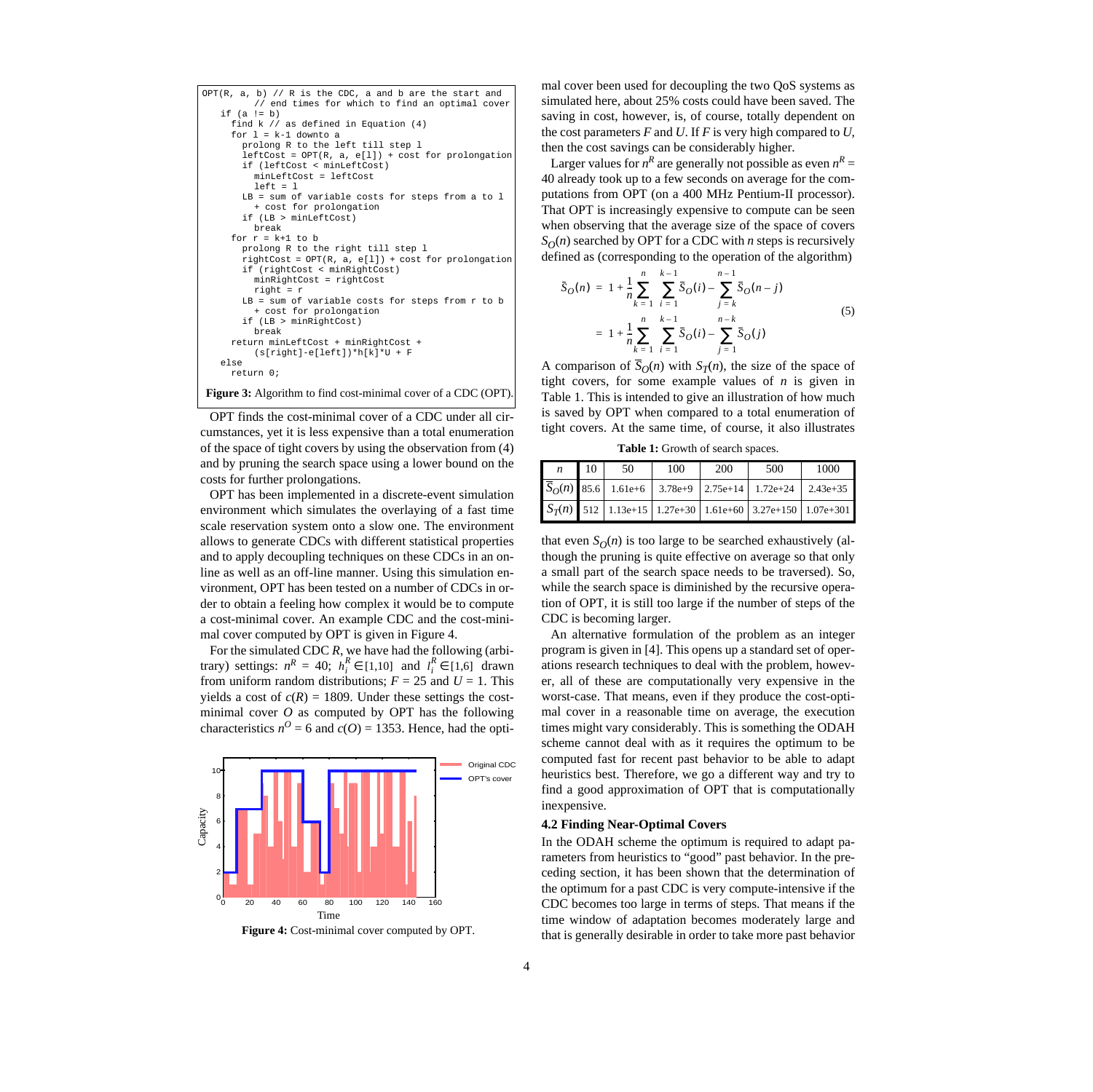```
OPT(R, a, b) // R is the CDC, a and b are the start and
          // end times for which to find an optimal cover
   if (a != b)
     find k // as defined in Equation (4)
     for l = k-1 downto a
       prolong R to the left till step l
       leftCost = OPT(R, a, e[l]) + cost for prolongation
       if (leftCost < minLeftCost)
         minLeftCost = leftCost
         left = l
       LB = sum of variable costs for steps from a to l
         + cost for prolongation
       if (LB > minLeftCost)
         break
     for r = k+1 to b
       prolong R to the right till step l
       rightCost = OPT(R, a, e[l]) + cost for prolongation
       if (rightCost < minRightCost)
         minRightCost = rightCost
         right = r
       LB = sum of variable costs for steps from r to b
         + cost for prolongation
       if (LB > minRightCost)
         break
     return minLeftCost + minRightCost +
         (s[right]-e[left])*h[k]*U + F
   else
     return 0;
```

**Figure 3:** Algorithm to find cost-minimal cover of a CDC (OPT).

OPT finds the cost-minimal cover of a CDC under all circumstances, yet it is less expensive than a total enumeration of the space of tight covers by using the observation from (4) and by pruning the search space using a lower bound on the costs for further prolongations.

OPT has been implemented in a discrete-event simulation environment which simulates the overlaying of a fast time scale reservation system onto a slow one. The environment allows to generate CDCs with different statistical properties and to apply decoupling techniques on these CDCs in an online as well as an off-line manner. Using this simulation environment, OPT has been tested on a number of CDCs in order to obtain a feeling how complex it would be to compute a cost-minimal cover. An example CDC and the cost-minimal cover computed by OPT is given in Figure 4.

For the simulated CDC $R$, we have had the following (arbitrary) settings: $n^R = 40$; $h_i^R \in [1,10]$ and $l_i^R \in [1,6]$ drawn from uniform random distributions; $F = 25$ and $U = 1$. This yields a cost of $c(R) = 1809$. Under these settings the cost-minimal cover $O$ as computed by OPT has the following characteristics $n^O = 6$ and $c(O) = 1353$. Hence, had the optimal cover been used for decoupling the two QoS systems as simulated here, about 25% costs could have been saved. The saving in cost, however, is, of course, totally dependent on the cost parameters $F$ and $U$. If $F$ is very high compared to $U$, then the cost savings can be considerably higher.

**Figure 4:** Cost-minimal cover computed by OPT.

Larger values for $n^R$ are generally not possible as even $n^R = 40$ already took up to a few seconds on average for the computations from OPT (on a 400 MHz Pentium-II processor). That OPT is increasingly expensive to compute can be seen when observing that the average size of the space of covers $S_O(n)$ searched by OPT for a CDC with $n$ steps is recursively defined as (corresponding to the operation of the algorithm)

$$
\begin{aligned}
\bar{S}_O(n) &= 1 + \frac{1}{n}\sum_{k=1}^{n}\sum_{i=1}^{k-1}\bar{S}_O(i) - \sum_{j=k}^{n-1}\bar{S}_O(n-j) \\
&= 1 + \frac{1}{n}\sum_{k=1}^{n}\sum_{i=1}^{k-1}\bar{S}_O(i) - \sum_{j=1}^{n-k}\bar{S}_O(j)
\end{aligned}
\tag{5}
$$

A comparison of $\bar{S}_O(n)$ with $S_T(n)$, the size of the space of tight covers, for some example values of $n$ is given in Table 1. This is intended to give an illustration of how much is saved by OPT when compared to a total enumeration of tight covers. At the same time, of course, it also illustrates that even $S_O(n)$ is too large to be searched exhaustively (although the pruning is quite effective on average so that only a small part of the search space needs to be traversed). So, while the search space is diminished by the recursive operation of OPT, it is still too large if the number of steps of the CDC is becoming larger.

**Table 1:** Growth of search spaces.

| $n$ | 10 | 50 | 100 | 200 | 500 | 1000 |
|---|---|---|---|---|---|---|
| $\bar{S}_O(n)$ | 85.6 | 1.61e+6 | 3.78e+9 | 2.75e+14 | 1.72e+24 | 2.43e+35 |
| $S_T(n)$ | 512 | 1.13e+15 | 1.27e+30 | 1.61e+60 | 3.27e+150 | 1.07e+301 |

An alternative formulation of the problem as an integer program is given in [4]. This opens up a standard set of operations research techniques to deal with the problem, however, all of these are computationally very expensive in the worst-case. That means, even if they produce the cost-optimal cover in a reasonable time on average, the execution times might vary considerably. This is something the ODAH scheme cannot deal with as it requires the optimum to be computed fast for recent past behavior to be able to adapt heuristics best. Therefore, we go a different way and try to find a good approximation of OPT that is computationally inexpensive.

### 4.2 Finding Near-Optimal Covers

In the ODAH scheme the optimum is required to adapt parameters from heuristics to "good" past behavior. In the preceding section, it has been shown that the determination of the optimum for a past CDC is very compute-intensive if the CDC becomes too large in terms of steps. That means if the time window of adaptation becomes moderately large and that is generally desirable in order to take more past behavior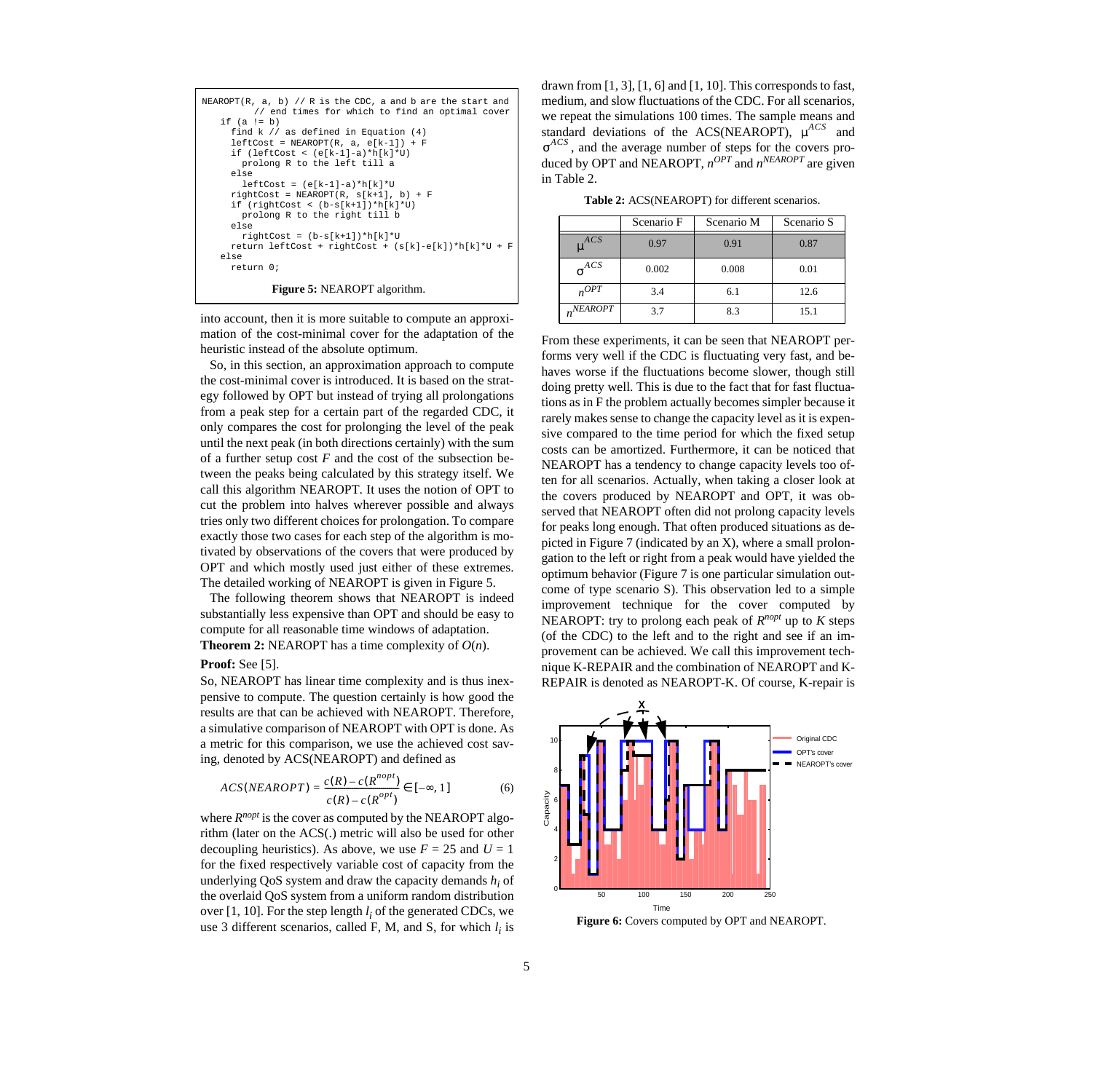```
NEAROPT(R, a, b) // R is the CDC, a and b are the start and
        // end times for which to find an optimal cover
  if (a != b)
    find k // as defined in Equation (4)
    leftCost = NEAROPT(R, a, e[k-1]) + F
    if (leftCost < (e[k-1]-a)*h[k]*U)
      prolong R to the left till a
    else
      leftCost = (e[k-1]-a)*h[k]*U
    rightCost = NEAROPT(R, s[k+1], b) + F
    if (rightCost < (b-s[k+1])*h[k]*U)
      prolong R to the right till b
    else
      rightCost = (b-s[k+1])*h[k]*U
    return leftCost + rightCost + (s[k]-e[k])*h[k]*U + F
  else
    return 0;
```

**Figure 5:** NEAROPT algorithm.

into account, then it is more suitable to compute an approximation of the cost-minimal cover for the adaptation of the heuristic instead of the absolute optimum.

So, in this section, an approximation approach to compute the cost-minimal cover is introduced. It is based on the strategy followed by OPT but instead of trying all prolongations from a peak step for a certain part of the regarded CDC, it only compares the cost for prolonging the level of the peak until the next peak (in both directions certainly) with the sum of a further setup cost $F$ and the cost of the subsection between the peaks being calculated by this strategy itself. We call this algorithm NEAROPT. It uses the notion of OPT to cut the problem into halves wherever possible and always tries only two different choices for prolongation. To compare exactly those two cases for each step of the algorithm is motivated by observations of the covers that were produced by OPT and which mostly used just either of these extremes. The detailed working of NEAROPT is given in Figure 5.

The following theorem shows that NEAROPT is indeed substantially less expensive than OPT and should be easy to compute for all reasonable time windows of adaptation.

**Theorem 2:** NEAROPT has a time complexity of $O(n)$.

**Proof:** See [5].

So, NEAROPT has linear time complexity and is thus inexpensive to compute. The question certainly is how good the results are that can be achieved with NEAROPT. Therefore, a simulative comparison of NEAROPT with OPT is done. As a metric for this comparison, we use the achieved cost saving, denoted by ACS(NEAROPT) and defined as

$$ACS(NEAROPT) = \frac{c(R) - c(R^{nopt})}{c(R) - c(R^{opt})} \in [-\infty, 1] \qquad (6)$$

where $R^{nopt}$ is the cover as computed by the NEAROPT algorithm (later on the ACS(.) metric will also be used for other decoupling heuristics). As above, we use $F = 25$ and $U = 1$ for the fixed respectively variable cost of capacity from the underlying QoS system and draw the capacity demands $h_i$ of the overlaid QoS system from a uniform random distribution over [1, 10]. For the step length $l_i$ of the generated CDCs, we use 3 different scenarios, called F, M, and S, for which $l_i$ is drawn from [1, 3], [1, 6] and [1, 10]. This corresponds to fast, medium, and slow fluctuations of the CDC. For all scenarios, we repeat the simulations 100 times. The sample means and standard deviations of the ACS(NEAROPT), $\mu^{ACS}$ and $\sigma^{ACS}$, and the average number of steps for the covers produced by OPT and NEAROPT, $n^{OPT}$ and $n^{NEAROPT}$ are given in Table 2.

**Table 2:** ACS(NEAROPT) for different scenarios.

| | Scenario F | Scenario M | Scenario S |
|---|---|---|---|
| $\mu^{ACS}$ | 0.97 | 0.91 | 0.87 |
| $\sigma^{ACS}$ | 0.002 | 0.008 | 0.01 |
| $n^{OPT}$ | 3.4 | 6.1 | 12.6 |
| $n^{NEAROPT}$ | 3.7 | 8.3 | 15.1 |

From these experiments, it can be seen that NEAROPT performs very well if the CDC is fluctuating very fast, and behaves worse if the fluctuations become slower, though still doing pretty well. This is due to the fact that for fast fluctuations as in F the problem actually becomes simpler because it rarely makes sense to change the capacity level as it is expensive compared to the time period for which the fixed setup costs can be amortized. Furthermore, it can be noticed that NEAROPT has a tendency to change capacity levels too often for all scenarios. Actually, when taking a closer look at the covers produced by NEAROPT and OPT, it was observed that NEAROPT often did not prolong capacity levels for peaks long enough. That often produced situations as depicted in Figure 7 (indicated by an X), where a small prolongation to the left or right from a peak would have yielded the optimum behavior (Figure 7 is one particular simulation outcome of type scenario S). This observation led to a simple improvement technique for the cover computed by NEAROPT: try to prolong each peak of $R^{nopt}$ up to $K$ steps (of the CDC) to the left and to the right and see if an improvement can be achieved. We call this improvement technique K-REPAIR and the combination of NEAROPT and K-REPAIR is denoted as NEAROPT-K. Of course, K-repair is

**Figure 6:** Covers computed by OPT and NEAROPT.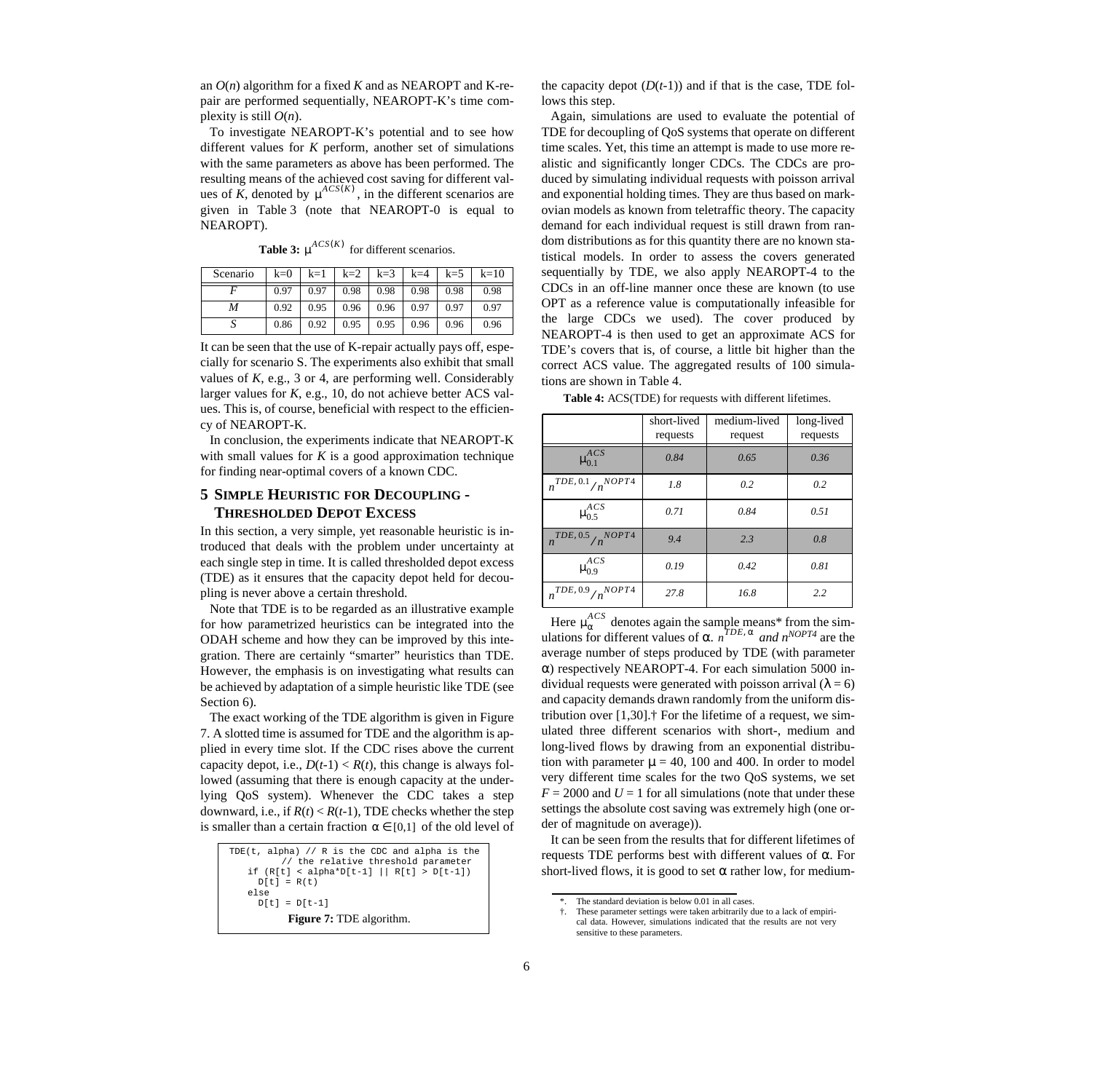an $O(n)$ algorithm for a fixed $K$ and as NEAROPT and K-repair are performed sequentially, NEAROPT-K's time complexity is still $O(n)$.

To investigate NEAROPT-K's potential and to see how different values for $K$ perform, another set of simulations with the same parameters as above has been performed. The resulting means of the achieved cost saving for different values of $K$, denoted by $\mu^{ACS(K)}$, in the different scenarios are given in Table 3 (note that NEAROPT-0 is equal to NEAROPT).

**Table 3:** $\mu^{ACS(K)}$ for different scenarios.

| Scenario | k=0 | k=1 | k=2 | k=3 | k=4 | k=5 | k=10 |
|---|---|---|---|---|---|---|---|
| *F* | 0.97 | 0.97 | 0.98 | 0.98 | 0.98 | 0.98 | 0.98 |
| *M* | 0.92 | 0.95 | 0.96 | 0.96 | 0.97 | 0.97 | 0.97 |
| *S* | 0.86 | 0.92 | 0.95 | 0.95 | 0.96 | 0.96 | 0.96 |

It can be seen that the use of K-repair actually pays off, especially for scenario S. The experiments also exhibit that small values of $K$, e.g., 3 or 4, are performing well. Considerably larger values for $K$, e.g., 10, do not achieve better ACS values. This is, of course, beneficial with respect to the efficiency of NEAROPT-K.

In conclusion, the experiments indicate that NEAROPT-K with small values for $K$ is a good approximation technique for finding near-optimal covers of a known CDC.

## 5 Simple Heuristic for Decoupling - Thresholded Depot Excess

In this section, a very simple, yet reasonable heuristic is introduced that deals with the problem under uncertainty at each single step in time. It is called thresholded depot excess (TDE) as it ensures that the capacity depot held for decoupling is never above a certain threshold.

Note that TDE is to be regarded as an illustrative example for how parametrized heuristics can be integrated into the ODAH scheme and how they can be improved by this integration. There are certainly "smarter" heuristics than TDE. However, the emphasis is on investigating what results can be achieved by adaptation of a simple heuristic like TDE (see Section 6).

The exact working of the TDE algorithm is given in Figure 7. A slotted time is assumed for TDE and the algorithm is applied in every time slot. If the CDC rises above the current capacity depot, i.e., $D(t\text{-}1) < R(t)$, this change is always followed (assuming that there is enough capacity at the underlying QoS system). Whenever the CDC takes a step downward, i.e., if $R(t) < R(t\text{-}1)$, TDE checks whether the step is smaller than a certain fraction $\alpha \in [0,1]$ of the old level of the capacity depot ($D(t\text{-}1)$) and if that is the case, TDE follows this step.

```
TDE(t, alpha) // R is the CDC and alpha is the
         // the relative threshold parameter
   if (R[t] < alpha*D[t-1] || R[t] > D[t-1])
     D[t] = R(t)
   else
     D[t] = D[t-1]
```

**Figure 7:** TDE algorithm.

Again, simulations are used to evaluate the potential of TDE for decoupling of QoS systems that operate on different time scales. Yet, this time an attempt is made to use more realistic and significantly longer CDCs. The CDCs are produced by simulating individual requests with poisson arrival and exponential holding times. They are thus based on markovian models as known from teletraffic theory. The capacity demand for each individual request is still drawn from random distributions as for this quantity there are no known statistical models. In order to assess the covers generated sequentially by TDE, we also apply NEAROPT-4 to the CDCs in an off-line manner once these are known (to use OPT as a reference value is computationally infeasible for the large CDCs we used). The cover produced by NEAROPT-4 is then used to get an approximate ACS for TDE's covers that is, of course, a little bit higher than the correct ACS value. The aggregated results of 100 simulations are shown in Table 4.

**Table 4:** ACS(TDE) for requests with different lifetimes.

| | short-lived requests | medium-lived request | long-lived requests |
|---|---|---|---|
| $\mu_{0.1}^{ACS}$ | *0.84* | *0.65* | *0.36* |
| $n^{TDE,0.1}/n^{NOPT4}$ | *1.8* | *0.2* | *0.2* |
| $\mu_{0.5}^{ACS}$ | *0.71* | *0.84* | *0.51* |
| $n^{TDE,0.5}/n^{NOPT4}$ | *9.4* | *2.3* | *0.8* |
| $\mu_{0.9}^{ACS}$ | *0.19* | *0.42* | *0.81* |
| $n^{TDE,0.9}/n^{NOPT4}$ | *27.8* | *16.8* | *2.2* |

Here $\mu_{\alpha}^{ACS}$ denotes again the sample means* from the simulations for different values of $\alpha$. $n^{TDE,\alpha}$ *and* $n^{NOPT4}$ are the average number of steps produced by TDE (with parameter $\alpha$) respectively NEAROPT-4. For each simulation 5000 individual requests were generated with poisson arrival ($\lambda = 6$) and capacity demands drawn randomly from the uniform distribution over [1,30].† For the lifetime of a request, we simulated three different scenarios with short-, medium and long-lived flows by drawing from an exponential distribution with parameter $\mu = 40$, 100 and 400. In order to model very different time scales for the two QoS systems, we set $F = 2000$ and $U = 1$ for all simulations (note that under these settings the absolute cost saving was extremely high (one order of magnitude on average)).

It can be seen from the results that for different lifetimes of requests TDE performs best with different values of $\alpha$. For short-lived flows, it is good to set $\alpha$ rather low, for medium-

*. The standard deviation is below 0.01 in all cases.

†. These parameter settings were taken arbitrarily due to a lack of empirical data. However, simulations indicated that the results are not very sensitive to these parameters.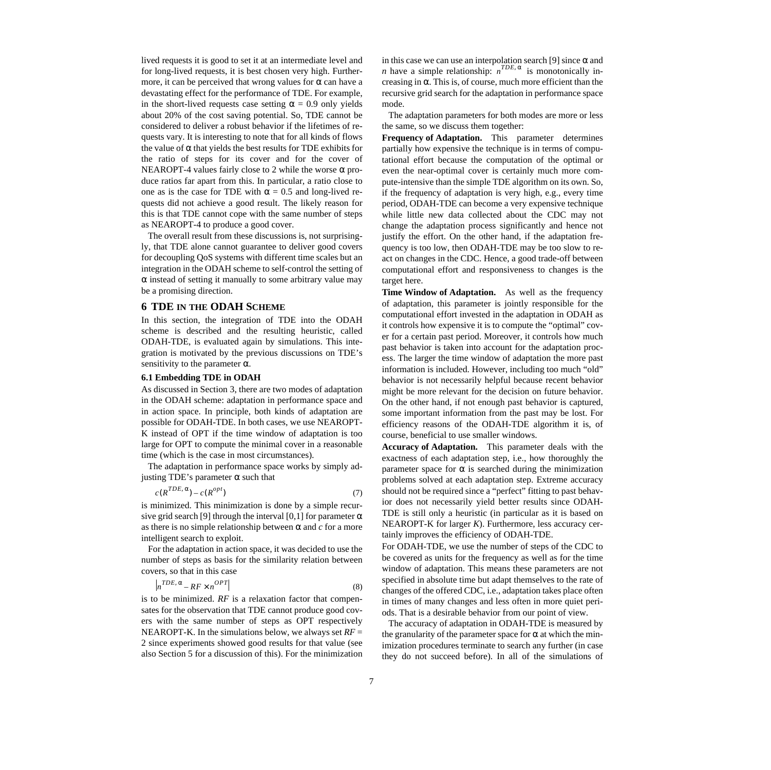lived requests it is good to set it at an intermediate level and for long-lived requests, it is best chosen very high. Furthermore, it can be perceived that wrong values for $\alpha$ can have a devastating effect for the performance of TDE. For example, in the short-lived requests case setting $\alpha = 0.9$ only yields about 20% of the cost saving potential. So, TDE cannot be considered to deliver a robust behavior if the lifetimes of requests vary. It is interesting to note that for all kinds of flows the value of $\alpha$ that yields the best results for TDE exhibits for the ratio of steps for its cover and for the cover of NEAROPT-4 values fairly close to 2 while the worse $\alpha$ produce ratios far apart from this. In particular, a ratio close to one as is the case for TDE with $\alpha = 0.5$ and long-lived requests did not achieve a good result. The likely reason for this is that TDE cannot cope with the same number of steps as NEAROPT-4 to produce a good cover.

The overall result from these discussions is, not surprisingly, that TDE alone cannot guarantee to deliver good covers for decoupling QoS systems with different time scales but an integration in the ODAH scheme to self-control the setting of $\alpha$ instead of setting it manually to some arbitrary value may be a promising direction.

## 6 TDE in the ODAH Scheme

In this section, the integration of TDE into the ODAH scheme is described and the resulting heuristic, called ODAH-TDE, is evaluated again by simulations. This integration is motivated by the previous discussions on TDE's sensitivity to the parameter $\alpha$.

### 6.1 Embedding TDE in ODAH

As discussed in Section 3, there are two modes of adaptation in the ODAH scheme: adaptation in performance space and in action space. In principle, both kinds of adaptation are possible for ODAH-TDE. In both cases, we use NEAROPT-K instead of OPT if the time window of adaptation is too large for OPT to compute the minimal cover in a reasonable time (which is the case in most circumstances).

The adaptation in performance space works by simply adjusting TDE's parameter $\alpha$ such that

$$c(R^{TDE,\alpha}) - c(R^{opt}) \tag{7}$$

is minimized. This minimization is done by a simple recursive grid search [9] through the interval [0,1] for parameter $\alpha$ as there is no simple relationship between $\alpha$ and $c$ for a more intelligent search to exploit.

For the adaptation in action space, it was decided to use the number of steps as basis for the similarity relation between covers, so that in this case

$$\left| n^{TDE,\alpha} - RF \times n^{OPT} \right| \tag{8}$$

is to be minimized. *RF* is a relaxation factor that compensates for the observation that TDE cannot produce good covers with the same number of steps as OPT respectively NEAROPT-K. In the simulations below, we always set $RF = 2$ since experiments showed good results for that value (see also Section 5 for a discussion of this). For the minimization in this case we can use an interpolation search [9] since $\alpha$ and $n$ have a simple relationship: $n^{TDE,\alpha}$ is monotonically increasing in $\alpha$. This is, of course, much more efficient than the recursive grid search for the adaptation in performance space mode.

The adaptation parameters for both modes are more or less the same, so we discuss them together:

**Frequency of Adaptation.** This parameter determines partially how expensive the technique is in terms of computational effort because the computation of the optimal or even the near-optimal cover is certainly much more compute-intensive than the simple TDE algorithm on its own. So, if the frequency of adaptation is very high, e.g., every time period, ODAH-TDE can become a very expensive technique while little new data collected about the CDC may not change the adaptation process significantly and hence not justify the effort. On the other hand, if the adaptation frequency is too low, then ODAH-TDE may be too slow to react on changes in the CDC. Hence, a good trade-off between computational effort and responsiveness to changes is the target here.

**Time Window of Adaptation.** As well as the frequency of adaptation, this parameter is jointly responsible for the computational effort invested in the adaptation in ODAH as it controls how expensive it is to compute the "optimal" cover for a certain past period. Moreover, it controls how much past behavior is taken into account for the adaptation process. The larger the time window of adaptation the more past information is included. However, including too much "old" behavior is not necessarily helpful because recent behavior might be more relevant for the decision on future behavior. On the other hand, if not enough past behavior is captured, some important information from the past may be lost. For efficiency reasons of the ODAH-TDE algorithm it is, of course, beneficial to use smaller windows.

**Accuracy of Adaptation.** This parameter deals with the exactness of each adaptation step, i.e., how thoroughly the parameter space for $\alpha$ is searched during the minimization problems solved at each adaptation step. Extreme accuracy should not be required since a "perfect" fitting to past behavior does not necessarily yield better results since ODAH-TDE is still only a heuristic (in particular as it is based on NEAROPT-K for larger *K*). Furthermore, less accuracy certainly improves the efficiency of ODAH-TDE.

For ODAH-TDE, we use the number of steps of the CDC to be covered as units for the frequency as well as for the time window of adaptation. This means these parameters are not specified in absolute time but adapt themselves to the rate of changes of the offered CDC, i.e., adaptation takes place often in times of many changes and less often in more quiet periods. That is a desirable behavior from our point of view.

The accuracy of adaptation in ODAH-TDE is measured by the granularity of the parameter space for $\alpha$ at which the minimization procedures terminate to search any further (in case they do not succeed before). In all of the simulations of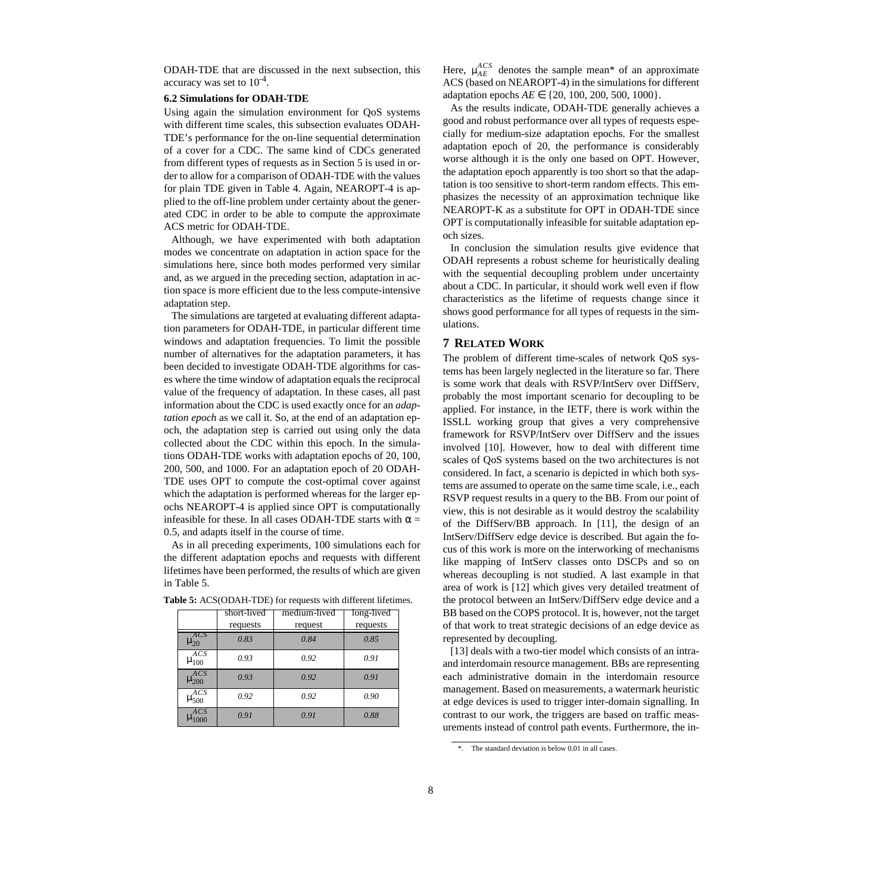ODAH-TDE that are discussed in the next subsection, this accuracy was set to $10^{-4}$.

### 6.2 Simulations for ODAH-TDE

Using again the simulation environment for QoS systems with different time scales, this subsection evaluates ODAH-TDE's performance for the on-line sequential determination of a cover for a CDC. The same kind of CDCs generated from different types of requests as in Section 5 is used in order to allow for a comparison of ODAH-TDE with the values for plain TDE given in Table 4. Again, NEAROPT-4 is applied to the off-line problem under certainty about the generated CDC in order to be able to compute the approximate ACS metric for ODAH-TDE.

Although, we have experimented with both adaptation modes we concentrate on adaptation in action space for the simulations here, since both modes performed very similar and, as we argued in the preceding section, adaptation in action space is more efficient due to the less compute-intensive adaptation step.

The simulations are targeted at evaluating different adaptation parameters for ODAH-TDE, in particular different time windows and adaptation frequencies. To limit the possible number of alternatives for the adaptation parameters, it has been decided to investigate ODAH-TDE algorithms for cases where the time window of adaptation equals the reciprocal value of the frequency of adaptation. In these cases, all past information about the CDC is used exactly once for an *adaptation epoch* as we call it. So, at the end of an adaptation epoch, the adaptation step is carried out using only the data collected about the CDC within this epoch. In the simulations ODAH-TDE works with adaptation epochs of 20, 100, 200, 500, and 1000. For an adaptation epoch of 20 ODAH-TDE uses OPT to compute the cost-optimal cover against which the adaptation is performed whereas for the larger epochs NEAROPT-4 is applied since OPT is computationally infeasible for these. In all cases ODAH-TDE starts with $\alpha = 0.5$, and adapts itself in the course of time.

As in all preceding experiments, 100 simulations each for the different adaptation epochs and requests with different lifetimes have been performed, the results of which are given in Table 5.

**Table 5:** ACS(ODAH-TDE) for requests with different lifetimes.

| | short-lived requests | medium-lived request | long-lived requests |
|---|---|---|---|
| $\mu_{20}^{ACS}$ | *0.83* | *0.84* | *0.85* |
| $\mu_{100}^{ACS}$ | *0.93* | *0.92* | *0.91* |
| $\mu_{200}^{ACS}$ | *0.93* | *0.92* | *0.91* |
| $\mu_{500}^{ACS}$ | *0.92* | *0.92* | *0.90* |
| $\mu_{1000}^{ACS}$ | *0.91* | *0.91* | *0.88* |

Here, $\mu_{AE}^{ACS}$ denotes the sample mean* of an approximate ACS (based on NEAROPT-4) in the simulations for different adaptation epochs $AE \in \{20, 100, 200, 500, 1000\}$.

As the results indicate, ODAH-TDE generally achieves a good and robust performance over all types of requests especially for medium-size adaptation epochs. For the smallest adaptation epoch of 20, the performance is considerably worse although it is the only one based on OPT. However, the adaptation epoch apparently is too short so that the adaptation is too sensitive to short-term random effects. This emphasizes the necessity of an approximation technique like NEAROPT-K as a substitute for OPT in ODAH-TDE since OPT is computationally infeasible for suitable adaptation epoch sizes.

In conclusion the simulation results give evidence that ODAH represents a robust scheme for heuristically dealing with the sequential decoupling problem under uncertainty about a CDC. In particular, it should work well even if flow characteristics as the lifetime of requests change since it shows good performance for all types of requests in the simulations.

## 7 Related Work

The problem of different time-scales of network QoS systems has been largely neglected in the literature so far. There is some work that deals with RSVP/IntServ over DiffServ, probably the most important scenario for decoupling to be applied. For instance, in the IETF, there is work within the ISSLL working group that gives a very comprehensive framework for RSVP/IntServ over DiffServ and the issues involved [10]. However, how to deal with different time scales of QoS systems based on the two architectures is not considered. In fact, a scenario is depicted in which both systems are assumed to operate on the same time scale, i.e., each RSVP request results in a query to the BB. From our point of view, this is not desirable as it would destroy the scalability of the DiffServ/BB approach. In [11], the design of an IntServ/DiffServ edge device is described. But again the focus of this work is more on the interworking of mechanisms like mapping of IntServ classes onto DSCPs and so on whereas decoupling is not studied. A last example in that area of work is [12] which gives very detailed treatment of the protocol between an IntServ/DiffServ edge device and a BB based on the COPS protocol. It is, however, not the target of that work to treat strategic decisions of an edge device as represented by decoupling.

[13] deals with a two-tier model which consists of an intra- and interdomain resource management. BBs are representing each administrative domain in the interdomain resource management. Based on measurements, a watermark heuristic at edge devices is used to trigger inter-domain signalling. In contrast to our work, the triggers are based on traffic measurements instead of control path events. Furthermore, the in-

*. The standard deviation is below 0.01 in all cases.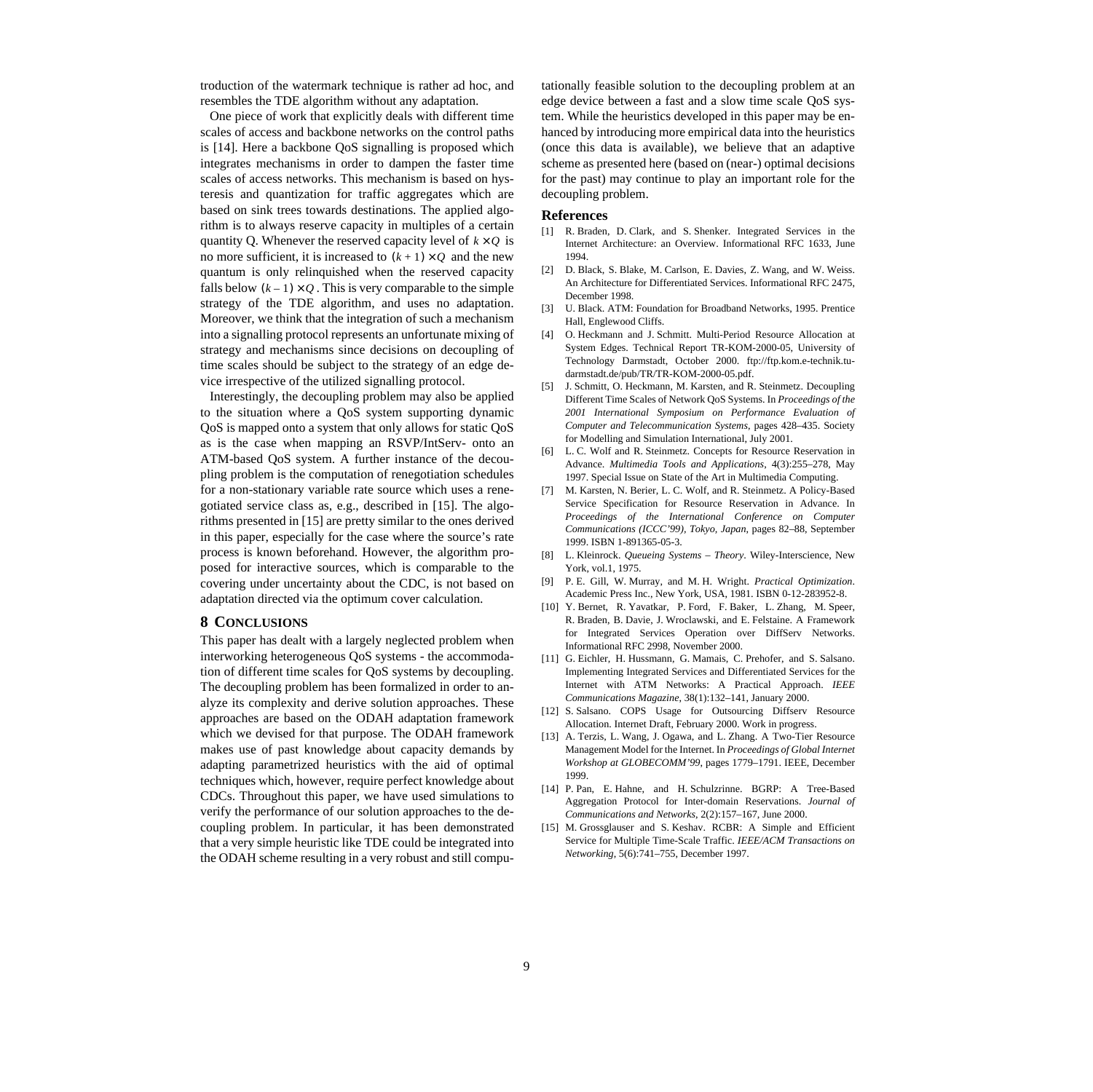troduction of the watermark technique is rather ad hoc, and resembles the TDE algorithm without any adaptation.

One piece of work that explicitly deals with different time scales of access and backbone networks on the control paths is [14]. Here a backbone QoS signalling is proposed which integrates mechanisms in order to dampen the faster time scales of access networks. This mechanism is based on hysteresis and quantization for traffic aggregates which are based on sink trees towards destinations. The applied algorithm is to always reserve capacity in multiples of a certain quantity Q. Whenever the reserved capacity level of $k \times Q$ is no more sufficient, it is increased to $(k+1) \times Q$ and the new quantum is only relinquished when the reserved capacity falls below $(k-1) \times Q$. This is very comparable to the simple strategy of the TDE algorithm, and uses no adaptation. Moreover, we think that the integration of such a mechanism into a signalling protocol represents an unfortunate mixing of strategy and mechanisms since decisions on decoupling of time scales should be subject to the strategy of an edge device irrespective of the utilized signalling protocol.

Interestingly, the decoupling problem may also be applied to the situation where a QoS system supporting dynamic QoS is mapped onto a system that only allows for static QoS as is the case when mapping an RSVP/IntServ- onto an ATM-based QoS system. A further instance of the decoupling problem is the computation of renegotiation schedules for a non-stationary variable rate source which uses a renegotiated service class as, e.g., described in [15]. The algorithms presented in [15] are pretty similar to the ones derived in this paper, especially for the case where the source's rate process is known beforehand. However, the algorithm proposed for interactive sources, which is comparable to the covering under uncertainty about the CDC, is not based on adaptation directed via the optimum cover calculation.

## 8 Conclusions

This paper has dealt with a largely neglected problem when interworking heterogeneous QoS systems - the accommodation of different time scales for QoS systems by decoupling. The decoupling problem has been formalized in order to analyze its complexity and derive solution approaches. These approaches are based on the ODAH adaptation framework which we devised for that purpose. The ODAH framework makes use of past knowledge about capacity demands by adapting parametrized heuristics with the aid of optimal techniques which, however, require perfect knowledge about CDCs. Throughout this paper, we have used simulations to verify the performance of our solution approaches to the decoupling problem. In particular, it has been demonstrated that a very simple heuristic like TDE could be integrated into the ODAH scheme resulting in a very robust and still computationally feasible solution to the decoupling problem at an edge device between a fast and a slow time scale QoS system. While the heuristics developed in this paper may be enhanced by introducing more empirical data into the heuristics (once this data is available), we believe that an adaptive scheme as presented here (based on (near-) optimal decisions for the past) may continue to play an important role for the decoupling problem.

## References

[1] R. Braden, D. Clark, and S. Shenker. Integrated Services in the Internet Architecture: an Overview. Informational RFC 1633, June 1994.

[2] D. Black, S. Blake, M. Carlson, E. Davies, Z. Wang, and W. Weiss. An Architecture for Differentiated Services. Informational RFC 2475, December 1998.

[3] U. Black. ATM: Foundation for Broadband Networks, 1995. Prentice Hall, Englewood Cliffs.

[4] O. Heckmann and J. Schmitt. Multi-Period Resource Allocation at System Edges. Technical Report TR-KOM-2000-05, University of Technology Darmstadt, October 2000. ftp://ftp.kom.e-technik.tu-darmstadt.de/pub/TR/TR-KOM-2000-05.pdf.

[5] J. Schmitt, O. Heckmann, M. Karsten, and R. Steinmetz. Decoupling Different Time Scales of Network QoS Systems. In *Proceedings of the 2001 International Symposium on Performance Evaluation of Computer and Telecommunication Systems*, pages 428–435. Society for Modelling and Simulation International, July 2001.

[6] L. C. Wolf and R. Steinmetz. Concepts for Resource Reservation in Advance. *Multimedia Tools and Applications*, 4(3):255–278, May 1997. Special Issue on State of the Art in Multimedia Computing.

[7] M. Karsten, N. Berier, L. C. Wolf, and R. Steinmetz. A Policy-Based Service Specification for Resource Reservation in Advance. In *Proceedings of the International Conference on Computer Communications (ICCC'99), Tokyo, Japan*, pages 82–88, September 1999. ISBN 1-891365-05-3.

[8] L. Kleinrock. *Queueing Systems – Theory*. Wiley-Interscience, New York, vol.1, 1975.

[9] P. E. Gill, W. Murray, and M. H. Wright. *Practical Optimization*. Academic Press Inc., New York, USA, 1981. ISBN 0-12-283952-8.

[10] Y. Bernet, R. Yavatkar, P. Ford, F. Baker, L. Zhang, M. Speer, R. Braden, B. Davie, J. Wroclawski, and E. Felstaine. A Framework for Integrated Services Operation over DiffServ Networks. Informational RFC 2998, November 2000.

[11] G. Eichler, H. Hussmann, G. Mamais, C. Prehofer, and S. Salsano. Implementing Integrated Services and Differentiated Services for the Internet with ATM Networks: A Practical Approach. *IEEE Communications Magazine*, 38(1):132–141, January 2000.

[12] S. Salsano. COPS Usage for Outsourcing Diffserv Resource Allocation. Internet Draft, February 2000. Work in progress.

[13] A. Terzis, L. Wang, J. Ogawa, and L. Zhang. A Two-Tier Resource Management Model for the Internet. In *Proceedings of Global Internet Workshop at GLOBECOMM'99*, pages 1779–1791. IEEE, December 1999.

[14] P. Pan, E. Hahne, and H. Schulzrinne. BGRP: A Tree-Based Aggregation Protocol for Inter-domain Reservations. *Journal of Communications and Networks*, 2(2):157–167, June 2000.

[15] M. Grossglauser and S. Keshav. RCBR: A Simple and Efficient Service for Multiple Time-Scale Traffic. *IEEE/ACM Transactions on Networking*, 5(6):741–755, December 1997.